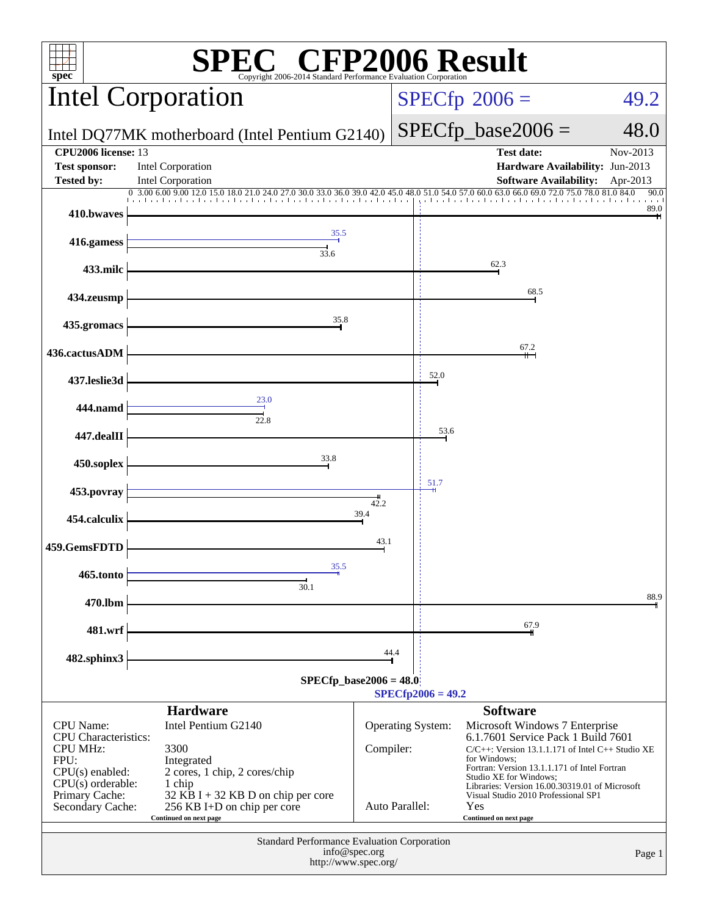# SPEC CFP2006 Result

Copyright 2006-2014 Standard Performance Evaluation Corporation

## Intel Corporation

Intel DQ77MK motherboard (Intel Pentium G2140)

SPECfp 2006 = 49.2

SPECfp_base2006 = 48.0

| | | | |
|---|---|---|---|
| **CPU2006 license:** 13 | | **Test date:** | Nov-2013 |
| **Test sponsor:** | Intel Corporation | **Hardware Availability:** | Jun-2013 |
| **Tested by:** | Intel Corporation | **Software Availability:** | Apr-2013 |

| Benchmark | Peak | Base |
|---|---|---|
| 410.bwaves | | 89.0 |
| 416.gamess | 35.5 | 33.6 |
| 433.milc | | 62.3 |
| 434.zeusmp | | 68.5 |
| 435.gromacs | | 35.8 |
| 436.cactusADM | | 67.2 |
| 437.leslie3d | | 52.0 |
| 444.namd | 23.0 | 22.8 |
| 447.dealII | | 53.6 |
| 450.soplex | | 33.8 |
| 453.povray | 51.7 | 42.2 |
| 454.calculix | | 39.4 |
| 459.GemsFDTD | | 43.1 |
| 465.tonto | 35.5 | 30.1 |
| 470.lbm | | 88.9 |
| 481.wrf | | 67.9 |
| 482.sphinx3 | | 44.4 |

SPECfp_base2006 = 48.0

SPECfp2006 = 49.2

### Hardware

| | |
|---|---|
| CPU Name: | Intel Pentium G2140 |
| CPU Characteristics: | |
| CPU MHz: | 3300 |
| FPU: | Integrated |
| CPU(s) enabled: | 2 cores, 1 chip, 2 cores/chip |
| CPU(s) orderable: | 1 chip |
| Primary Cache: | 32 KB I + 32 KB D on chip per core |
| Secondary Cache: | 256 KB I+D on chip per core |

Continued on next page

### Software

| | |
|---|---|
| Operating System: | Microsoft Windows 7 Enterprise 6.1.7601 Service Pack 1 Build 7601 |
| Compiler: | C/C++: Version 13.1.1.171 of Intel C++ Studio XE for Windows; Fortran: Version 13.1.1.171 of Intel Fortran Studio XE for Windows; Libraries: Version 16.00.30319.01 of Microsoft Visual Studio 2010 Professional SP1 |
| Auto Parallel: | Yes |

Continued on next page

Standard Performance Evaluation Corporation
info@spec.org
http://www.spec.org/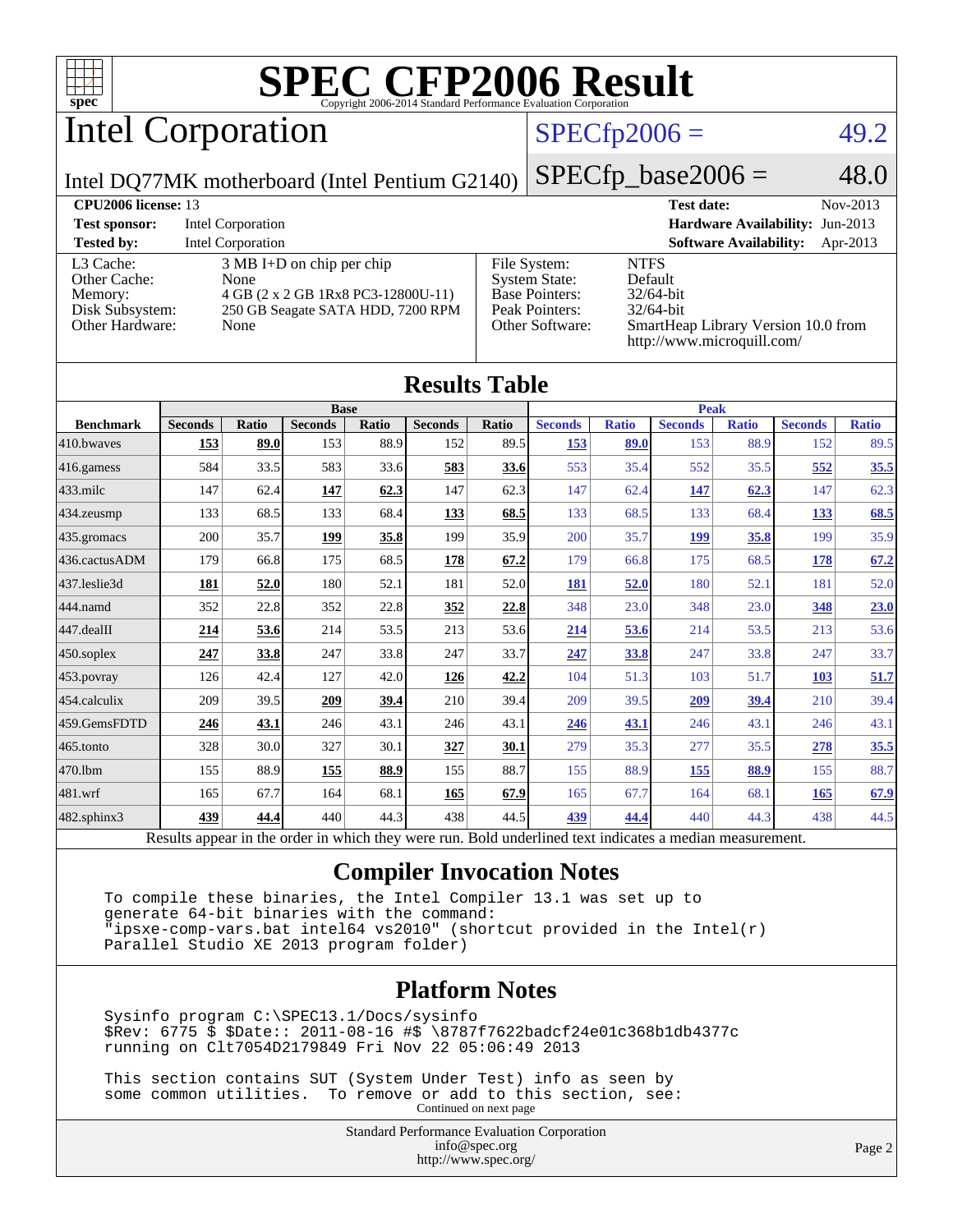# SPEC CFP2006 Result

Copyright 2006-2014 Standard Performance Evaluation Corporation

## Intel Corporation

Intel DQ77MK motherboard (Intel Pentium G2140)

SPECfp2006 = 49.2

SPECfp_base2006 = 48.0

| | | | |
|---|---|---|---|
| **CPU2006 license:** 13 | | **Test date:** | Nov-2013 |
| **Test sponsor:** | Intel Corporation | **Hardware Availability:** | Jun-2013 |
| **Tested by:** | Intel Corporation | **Software Availability:** | Apr-2013 |

| | |
|---|---|
| L3 Cache: | 3 MB I+D on chip per chip |
| Other Cache: | None |
| Memory: | 4 GB (2 x 2 GB 1Rx8 PC3-12800U-11) |
| Disk Subsystem: | 250 GB Seagate SATA HDD, 7200 RPM |
| Other Hardware: | None |

| | |
|---|---|
| File System: | NTFS |
| System State: | Default |
| Base Pointers: | 32/64-bit |
| Peak Pointers: | 32/64-bit |
| Other Software: | SmartHeap Library Version 10.0 from http://www.microquill.com/ |

## Results Table

| Benchmark | Base | | | | | | Peak | | | | | |
|---|---|---|---|---|---|---|---|---|---|---|---|---|
| | Seconds | Ratio | Seconds | Ratio | Seconds | Ratio | Seconds | Ratio | Seconds | Ratio | Seconds | Ratio |
| 410.bwaves | **153** | **89.0** | 153 | 88.9 | 152 | 89.5 | **153** | **89.0** | 153 | 88.9 | 152 | 89.5 |
| 416.gamess | 584 | 33.5 | 583 | 33.6 | **583** | **33.6** | 553 | 35.4 | 552 | 35.5 | **552** | **35.5** |
| 433.milc | 147 | 62.4 | **147** | **62.3** | 147 | 62.3 | 147 | 62.4 | **147** | **62.3** | 147 | 62.3 |
| 434.zeusmp | 133 | 68.5 | 133 | 68.4 | **133** | **68.5** | 133 | 68.5 | 133 | 68.4 | **133** | **68.5** |
| 435.gromacs | 200 | 35.7 | **199** | **35.8** | 199 | 35.9 | 200 | 35.7 | **199** | **35.8** | 199 | 35.9 |
| 436.cactusADM | 179 | 66.8 | 175 | 68.5 | **178** | **67.2** | 179 | 66.8 | 175 | 68.5 | **178** | **67.2** |
| 437.leslie3d | **181** | **52.0** | 180 | 52.1 | 181 | 52.0 | **181** | **52.0** | 180 | 52.1 | 181 | 52.0 |
| 444.namd | 352 | 22.8 | 352 | 22.8 | **352** | **22.8** | 348 | 23.0 | 348 | 23.0 | **348** | **23.0** |
| 447.dealII | **214** | **53.6** | 214 | 53.5 | 213 | 53.6 | **214** | **53.6** | 214 | 53.5 | 213 | 53.6 |
| 450.soplex | **247** | **33.8** | 247 | 33.8 | 247 | 33.7 | **247** | **33.8** | 247 | 33.8 | 247 | 33.7 |
| 453.povray | 126 | 42.4 | 127 | 42.0 | **126** | **42.2** | 104 | 51.3 | 103 | 51.7 | **103** | **51.7** |
| 454.calculix | 209 | 39.5 | **209** | **39.4** | 210 | 39.4 | 209 | 39.5 | **209** | **39.4** | 210 | 39.4 |
| 459.GemsFDTD | **246** | **43.1** | 246 | 43.1 | 246 | 43.1 | **246** | **43.1** | 246 | 43.1 | 246 | 43.1 |
| 465.tonto | 328 | 30.0 | 327 | 30.1 | **327** | **30.1** | 279 | 35.3 | 277 | 35.5 | **278** | **35.5** |
| 470.lbm | 155 | 88.9 | **155** | **88.9** | 155 | 88.7 | 155 | 88.9 | **155** | **88.9** | 155 | 88.7 |
| 481.wrf | 165 | 67.7 | 164 | 68.1 | **165** | **67.9** | 165 | 67.7 | 164 | 68.1 | **165** | **67.9** |
| 482.sphinx3 | **439** | **44.4** | 440 | 44.3 | 438 | 44.5 | **439** | **44.4** | 440 | 44.3 | 438 | 44.5 |

Results appear in the order in which they were run. Bold underlined text indicates a median measurement.

## Compiler Invocation Notes

```
To compile these binaries, the Intel Compiler 13.1 was set up to
generate 64-bit binaries with the command:
"ipsxe-comp-vars.bat intel64 vs2010" (shortcut provided in the Intel(r)
Parallel Studio XE 2013 program folder)
```

## Platform Notes

```
Sysinfo program C:\SPEC13.1/Docs/sysinfo
$Rev: 6775 $ $Date:: 2011-08-16 #$ \8787f7622badcf24e01c368b1db4377c
running on Clt7054D2179849 Fri Nov 22 05:06:49 2013

This section contains SUT (System Under Test) info as seen by
some common utilities.  To remove or add to this section, see:
```

Continued on next page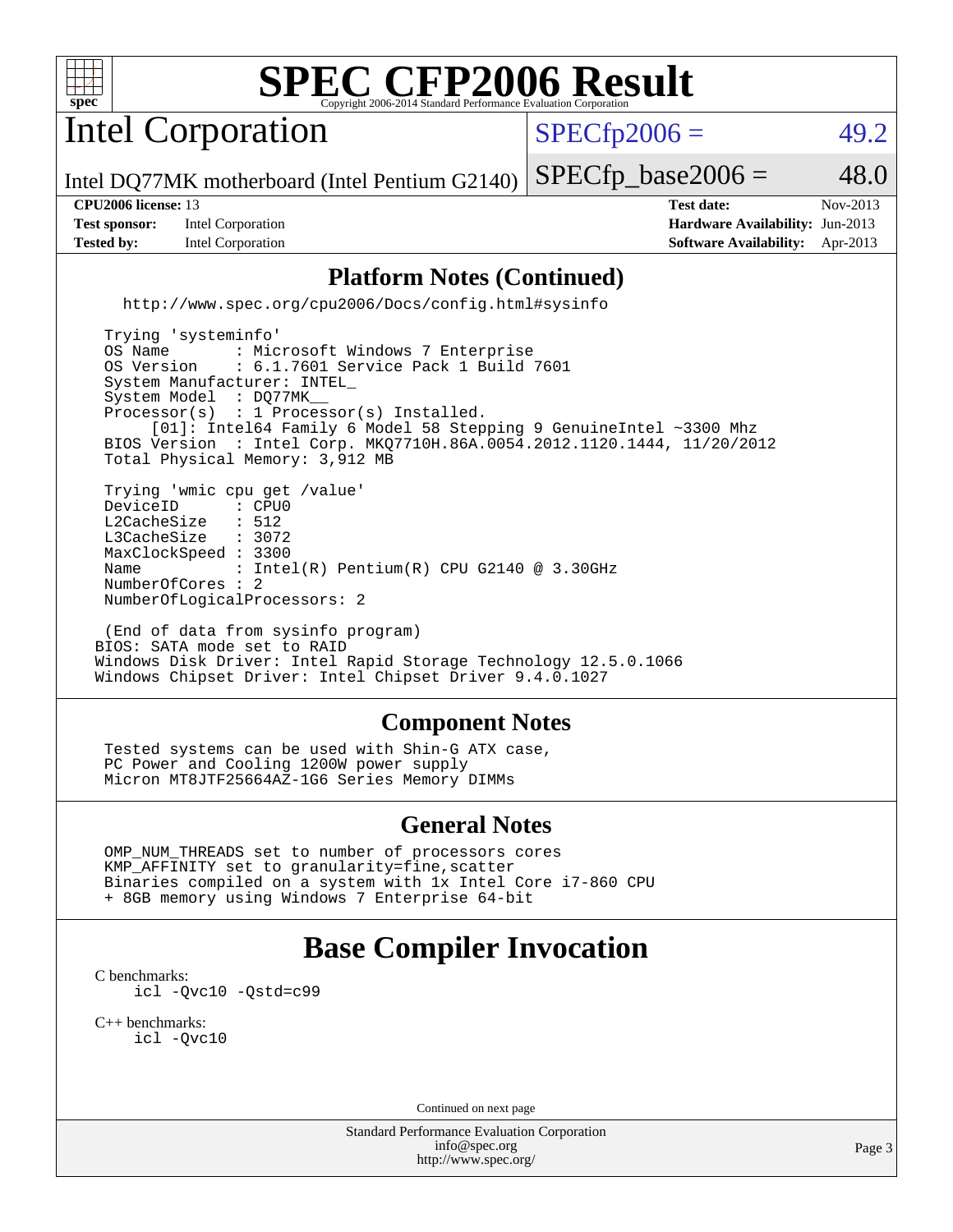# SPEC CFP2006 Result

Copyright 2006-2014 Standard Performance Evaluation Corporation

## Intel Corporation

Intel DQ77MK motherboard (Intel Pentium G2140)

SPECfp2006 = 49.2

SPECfp_base2006 = 48.0

**CPU2006 license:** 13
**Test sponsor:** Intel Corporation
**Tested by:** Intel Corporation

**Test date:** Nov-2013
**Hardware Availability:** Jun-2013
**Software Availability:** Apr-2013

### Platform Notes (Continued)

```
  http://www.spec.org/cpu2006/Docs/config.html#sysinfo

 Trying 'systeminfo'
 OS Name       : Microsoft Windows 7 Enterprise
 OS Version    : 6.1.7601 Service Pack 1 Build 7601
 System Manufacturer: INTEL_
 System Model  : DQ77MK__
 Processor(s)  : 1 Processor(s) Installed.
      [01]: Intel64 Family 6 Model 58 Stepping 9 GenuineIntel ~3300 Mhz
 BIOS Version  : Intel Corp. MKQ7710H.86A.0054.2012.1120.1444, 11/20/2012
 Total Physical Memory: 3,912 MB

 Trying 'wmic cpu get /value'
 DeviceID      : CPU0
 L2CacheSize   : 512
 L3CacheSize   : 3072
 MaxClockSpeed : 3300
 Name          : Intel(R) Pentium(R) CPU G2140 @ 3.30GHz
 NumberOfCores : 2
 NumberOfLogicalProcessors: 2

 (End of data from sysinfo program)
BIOS: SATA mode set to RAID
Windows Disk Driver: Intel Rapid Storage Technology 12.5.0.1066
Windows Chipset Driver: Intel Chipset Driver 9.4.0.1027
```

### Component Notes

```
 Tested systems can be used with Shin-G ATX case,
 PC Power and Cooling 1200W power supply
 Micron MT8JTF25664AZ-1G6 Series Memory DIMMs
```

### General Notes

```
 OMP_NUM_THREADS set to number of processors cores
 KMP_AFFINITY set to granularity=fine,scatter
 Binaries compiled on a system with 1x Intel Core i7-860 CPU
 + 8GB memory using Windows 7 Enterprise 64-bit
```

## Base Compiler Invocation

C benchmarks:
```
icl -Qvc10 -Qstd=c99
```

C++ benchmarks:
```
icl -Qvc10
```

Continued on next page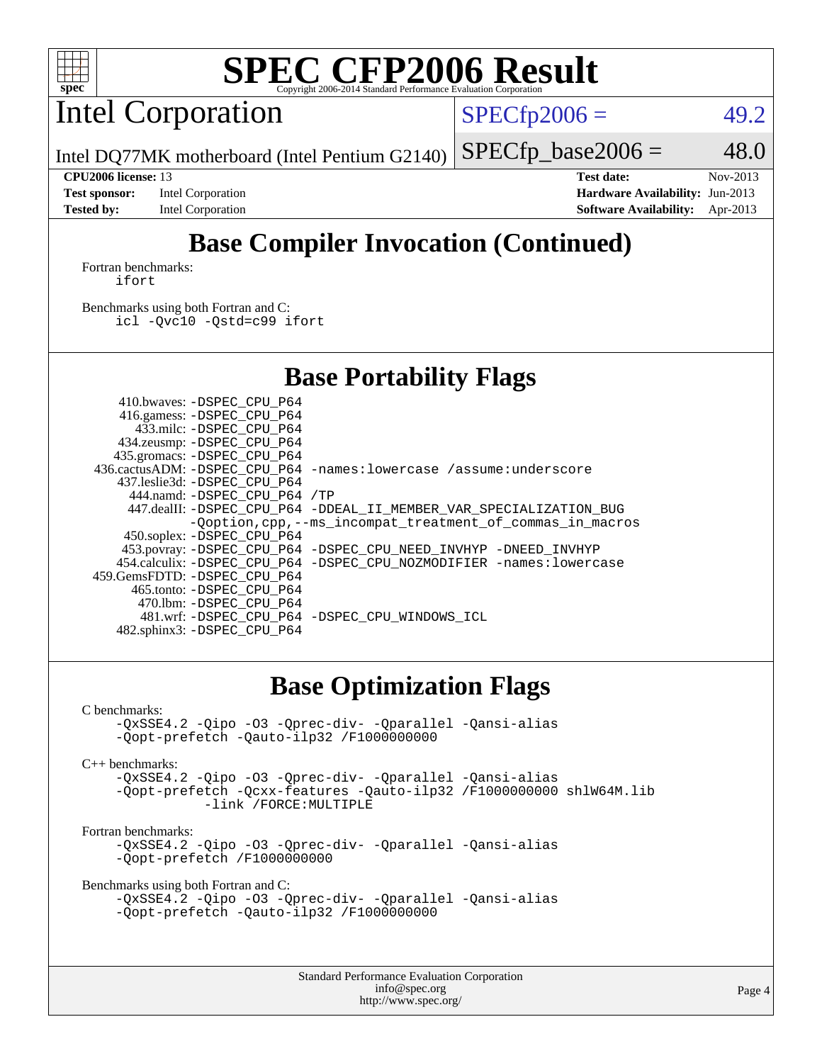# SPEC CFP2006 Result

Copyright 2006-2014 Standard Performance Evaluation Corporation

## Intel Corporation

Intel DQ77MK motherboard (Intel Pentium G2140)

SPECfp2006 = 49.2

SPECfp_base2006 = 48.0

| | | | |
|---|---|---|---|
| **CPU2006 license:** 13 | | **Test date:** | Nov-2013 |
| **Test sponsor:** | Intel Corporation | **Hardware Availability:** | Jun-2013 |
| **Tested by:** | Intel Corporation | **Software Availability:** | Apr-2013 |

## Base Compiler Invocation (Continued)

Fortran benchmarks:

```
ifort
```

Benchmarks using both Fortran and C:

```
icl -Qvc10 -Qstd=c99 ifort
```

## Base Portability Flags

| | |
|---|---|
| 410.bwaves: | -DSPEC_CPU_P64 |
| 416.gamess: | -DSPEC_CPU_P64 |
| 433.milc: | -DSPEC_CPU_P64 |
| 434.zeusmp: | -DSPEC_CPU_P64 |
| 435.gromacs: | -DSPEC_CPU_P64 |
| 436.cactusADM: | -DSPEC_CPU_P64 -names:lowercase /assume:underscore |
| 437.leslie3d: | -DSPEC_CPU_P64 |
| 444.namd: | -DSPEC_CPU_P64 /TP |
| 447.dealII: | -DSPEC_CPU_P64 -DDEAL_II_MEMBER_VAR_SPECIALIZATION_BUG -Qoption,cpp,--ms_incompat_treatment_of_commas_in_macros |
| 450.soplex: | -DSPEC_CPU_P64 |
| 453.povray: | -DSPEC_CPU_P64 -DSPEC_CPU_NEED_INVHYP -DNEED_INVHYP |
| 454.calculix: | -DSPEC_CPU_P64 -DSPEC_CPU_NOZMODIFIER -names:lowercase |
| 459.GemsFDTD: | -DSPEC_CPU_P64 |
| 465.tonto: | -DSPEC_CPU_P64 |
| 470.lbm: | -DSPEC_CPU_P64 |
| 481.wrf: | -DSPEC_CPU_P64 -DSPEC_CPU_WINDOWS_ICL |
| 482.sphinx3: | -DSPEC_CPU_P64 |

## Base Optimization Flags

C benchmarks:

```
-QxSSE4.2 -Qipo -O3 -Qprec-div- -Qparallel -Qansi-alias
-Qopt-prefetch -Qauto-ilp32 /F1000000000
```

C++ benchmarks:

```
-QxSSE4.2 -Qipo -O3 -Qprec-div- -Qparallel -Qansi-alias
-Qopt-prefetch -Qcxx-features -Qauto-ilp32 /F1000000000 shlW64M.lib
        -link /FORCE:MULTIPLE
```

Fortran benchmarks:

```
-QxSSE4.2 -Qipo -O3 -Qprec-div- -Qparallel -Qansi-alias
-Qopt-prefetch /F1000000000
```

Benchmarks using both Fortran and C:

```
-QxSSE4.2 -Qipo -O3 -Qprec-div- -Qparallel -Qansi-alias
-Qopt-prefetch -Qauto-ilp32 /F1000000000
```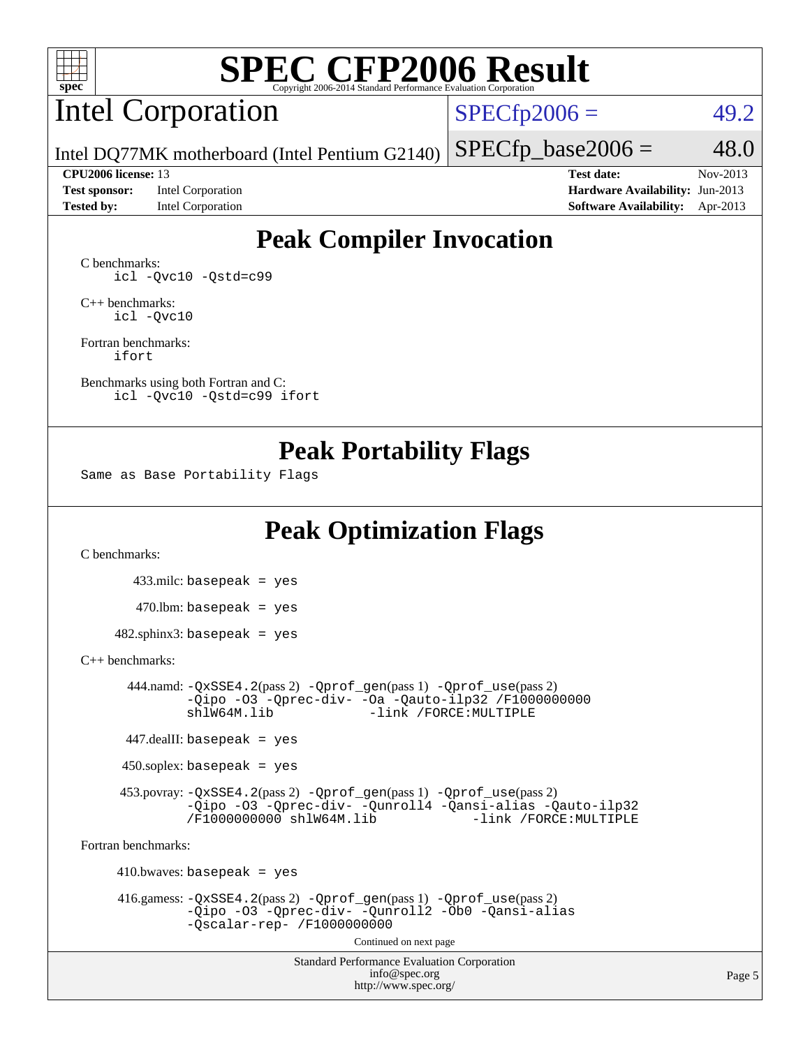# SPEC CFP2006 Result

Copyright 2006-2014 Standard Performance Evaluation Corporation

## Intel Corporation

Intel DQ77MK motherboard (Intel Pentium G2140)

SPECfp2006 = 49.2

SPECfp_base2006 = 48.0

| | | | |
|---|---|---|---|
| **CPU2006 license:** 13 | | **Test date:** | Nov-2013 |
| **Test sponsor:** | Intel Corporation | **Hardware Availability:** | Jun-2013 |
| **Tested by:** | Intel Corporation | **Software Availability:** | Apr-2013 |

## Peak Compiler Invocation

C benchmarks:
```
icl -Qvc10 -Qstd=c99
```

C++ benchmarks:
```
icl -Qvc10
```

Fortran benchmarks:
```
ifort
```

Benchmarks using both Fortran and C:
```
icl -Qvc10 -Qstd=c99 ifort
```

## Peak Portability Flags

Same as Base Portability Flags

## Peak Optimization Flags

C benchmarks:

433.milc: basepeak = yes

470.lbm: basepeak = yes

482.sphinx3: basepeak = yes

C++ benchmarks:

444.namd: -QxSSE4.2(pass 2) -Qprof_gen(pass 1) -Qprof_use(pass 2) -Qipo -O3 -Qprec-div- -Oa -Qauto-ilp32 /F1000000000 shlW64M.lib -link /FORCE:MULTIPLE

447.dealII: basepeak = yes

450.soplex: basepeak = yes

453.povray: -QxSSE4.2(pass 2) -Qprof_gen(pass 1) -Qprof_use(pass 2) -Qipo -O3 -Qprec-div- -Qunroll4 -Qansi-alias -Qauto-ilp32 /F1000000000 shlW64M.lib -link /FORCE:MULTIPLE

Fortran benchmarks:

410.bwaves: basepeak = yes

416.gamess: -QxSSE4.2(pass 2) -Qprof_gen(pass 1) -Qprof_use(pass 2) -Qipo -O3 -Qprec-div- -Qunroll2 -Ob0 -Qansi-alias -Qscalar-rep- /F1000000000

Continued on next page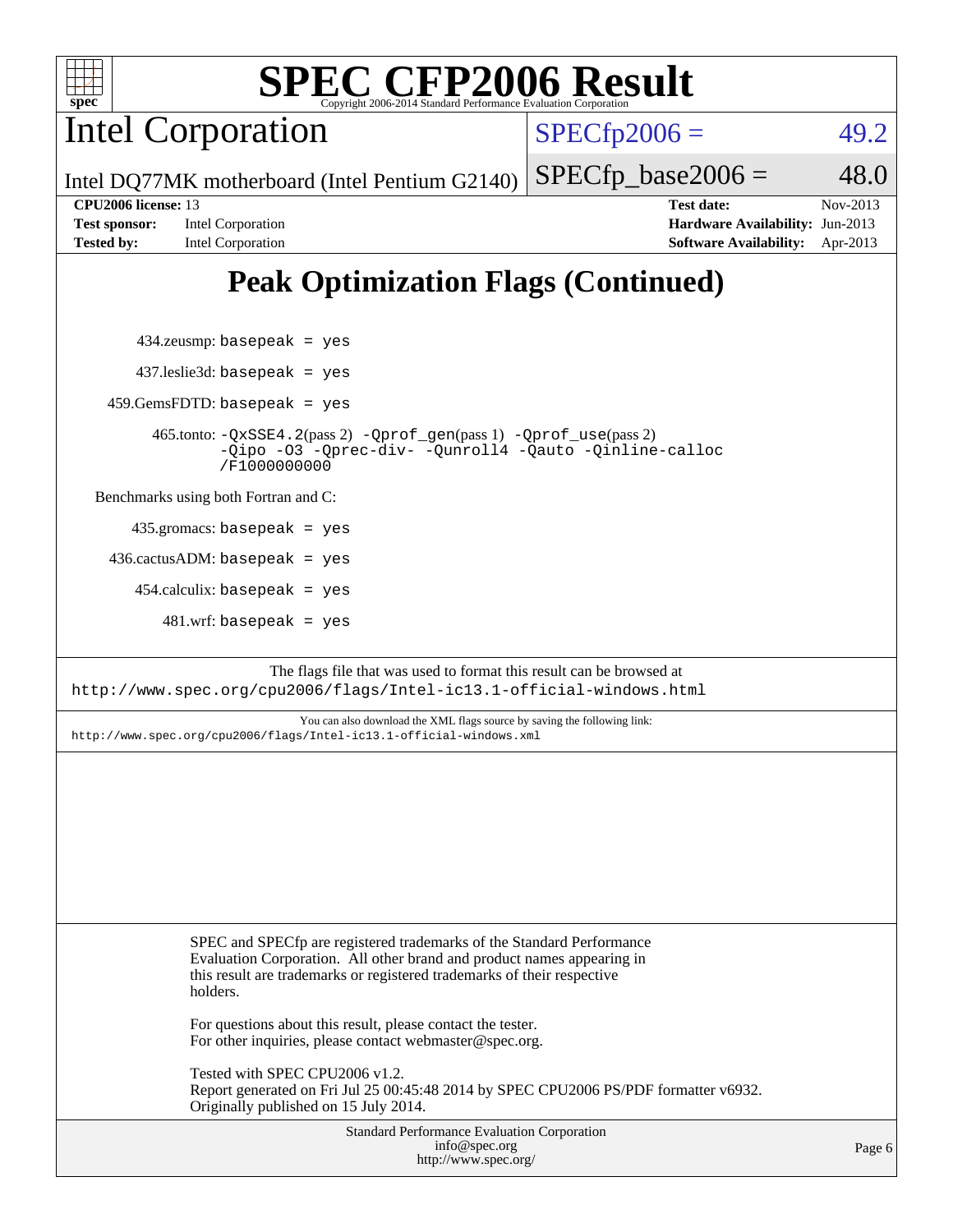# SPEC CFP2006 Result

Copyright 2006-2014 Standard Performance Evaluation Corporation

Intel Corporation

Intel DQ77MK motherboard (Intel Pentium G2140)

SPECfp2006 = 49.2

SPECfp_base2006 = 48.0

| | | | |
|---|---|---|---|
| **CPU2006 license:** 13 | | **Test date:** | Nov-2013 |
| **Test sponsor:** | Intel Corporation | **Hardware Availability:** | Jun-2013 |
| **Tested by:** | Intel Corporation | **Software Availability:** | Apr-2013 |

## Peak Optimization Flags (Continued)

434.zeusmp: `basepeak = yes`

437.leslie3d: `basepeak = yes`

459.GemsFDTD: `basepeak = yes`

465.tonto: `-QxSSE4.2`(pass 2) `-Qprof_gen`(pass 1) `-Qprof_use`(pass 2) `-Qipo -O3 -Qprec-div- -Qunroll4 -Qauto -Qinline-calloc /F1000000000`

Benchmarks using both Fortran and C:

435.gromacs: `basepeak = yes`

436.cactusADM: `basepeak = yes`

454.calculix: `basepeak = yes`

481.wrf: `basepeak = yes`

The flags file that was used to format this result can be browsed at
http://www.spec.org/cpu2006/flags/Intel-ic13.1-official-windows.html

You can also download the XML flags source by saving the following link:
http://www.spec.org/cpu2006/flags/Intel-ic13.1-official-windows.xml

SPEC and SPECfp are registered trademarks of the Standard Performance Evaluation Corporation. All other brand and product names appearing in this result are trademarks or registered trademarks of their respective holders.

For questions about this result, please contact the tester.
For other inquiries, please contact webmaster@spec.org.

Tested with SPEC CPU2006 v1.2.
Report generated on Fri Jul 25 00:45:48 2014 by SPEC CPU2006 PS/PDF formatter v6932.
Originally published on 15 July 2014.

Standard Performance Evaluation Corporation
info@spec.org
http://www.spec.org/